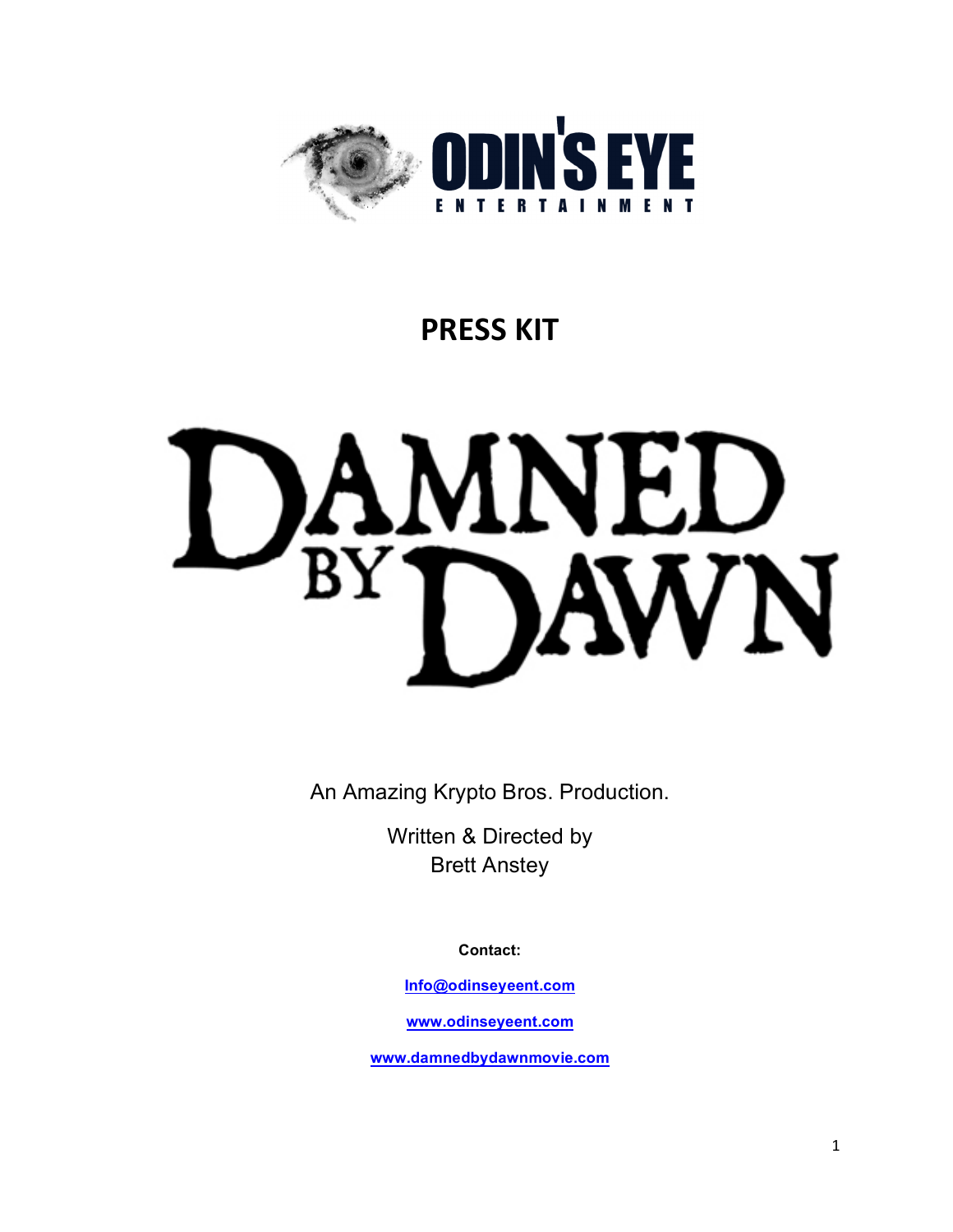ODIN'S EYE ENTERTAINMENT

# PRESS KIT

# DAMNED BY DAWN

An Amazing Krypto Bros. Production.

Written & Directed by
Brett Anstey

**Contact:**

**Info@odinseyeent.com**

**www.odinseyeent.com**

**www.damnedbydawnmovie.com**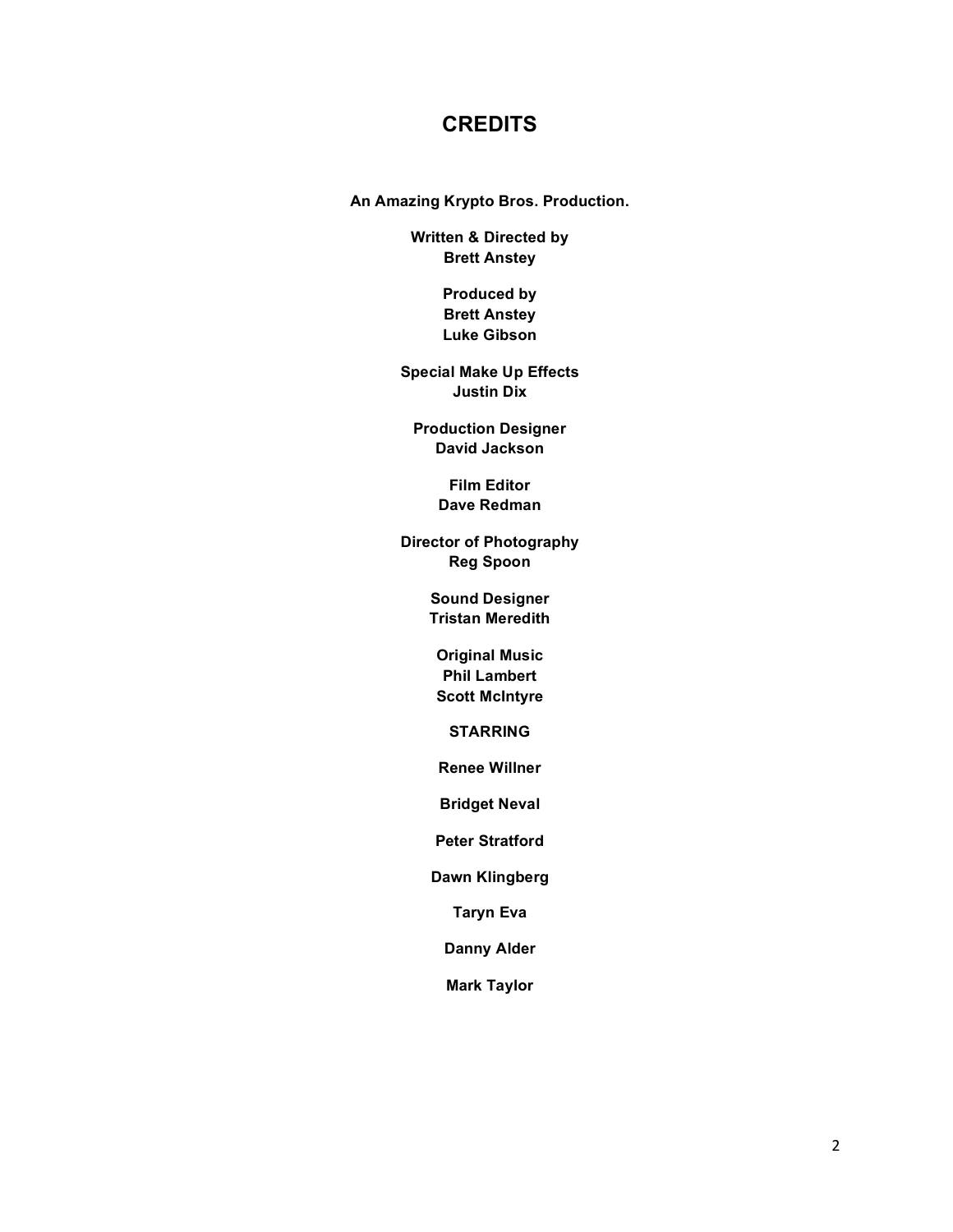# CREDITS

**An Amazing Krypto Bros. Production.**

**Written & Directed by**
**Brett Anstey**

**Produced by**
**Brett Anstey**
**Luke Gibson**

**Special Make Up Effects**
**Justin Dix**

**Production Designer**
**David Jackson**

**Film Editor**
**Dave Redman**

**Director of Photography**
**Reg Spoon**

**Sound Designer**
**Tristan Meredith**

**Original Music**
**Phil Lambert**
**Scott McIntyre**

**STARRING**

**Renee Willner**

**Bridget Neval**

**Peter Stratford**

**Dawn Klingberg**

**Taryn Eva**

**Danny Alder**

**Mark Taylor**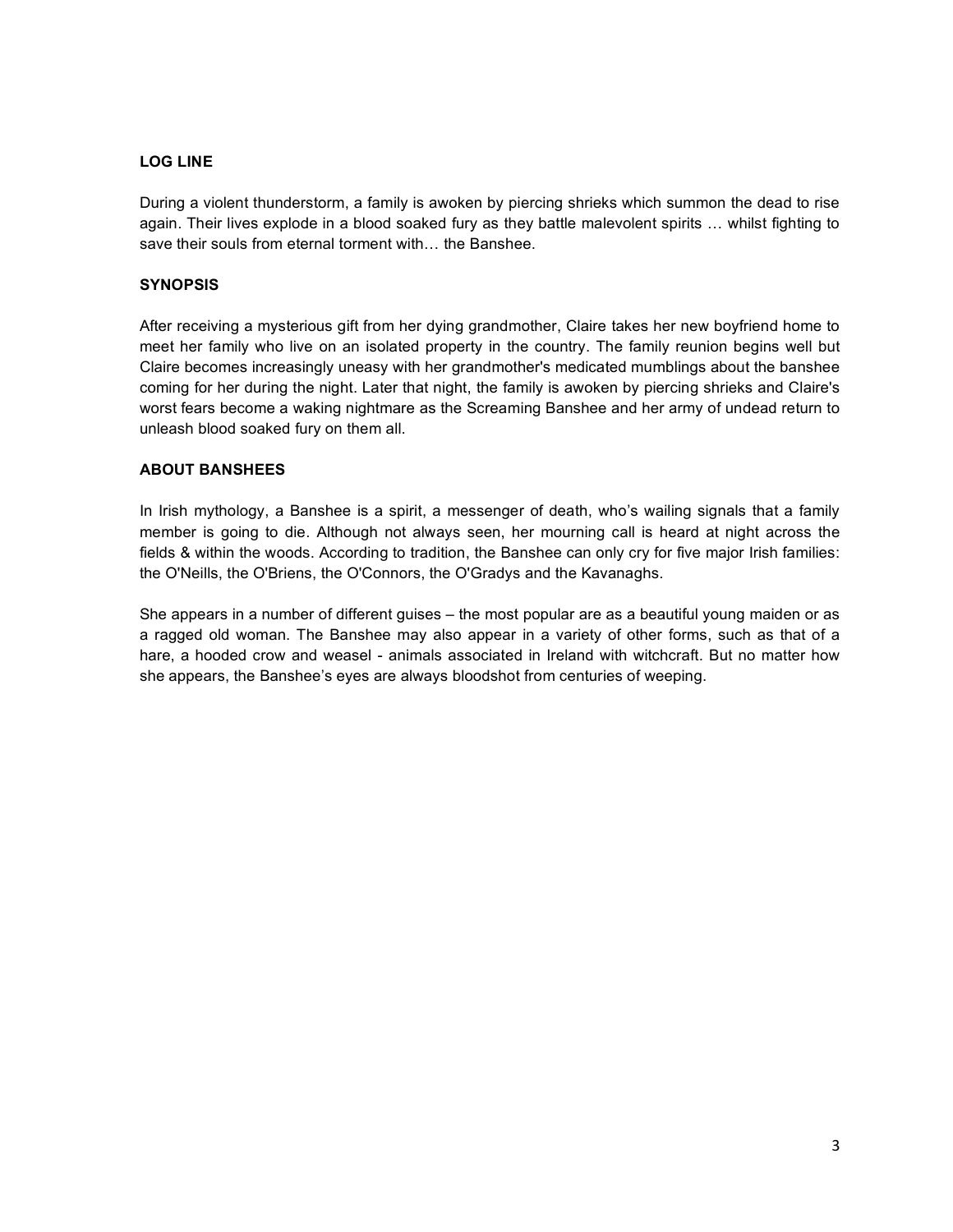## LOG LINE

During a violent thunderstorm, a family is awoken by piercing shrieks which summon the dead to rise again. Their lives explode in a blood soaked fury as they battle malevolent spirits … whilst fighting to save their souls from eternal torment with… the Banshee.

## SYNOPSIS

After receiving a mysterious gift from her dying grandmother, Claire takes her new boyfriend home to meet her family who live on an isolated property in the country. The family reunion begins well but Claire becomes increasingly uneasy with her grandmother's medicated mumblings about the banshee coming for her during the night. Later that night, the family is awoken by piercing shrieks and Claire's worst fears become a waking nightmare as the Screaming Banshee and her army of undead return to unleash blood soaked fury on them all.

## ABOUT BANSHEES

In Irish mythology, a Banshee is a spirit, a messenger of death, who's wailing signals that a family member is going to die. Although not always seen, her mourning call is heard at night across the fields & within the woods. According to tradition, the Banshee can only cry for five major Irish families: the O'Neills, the O'Briens, the O'Connors, the O'Gradys and the Kavanaghs.

She appears in a number of different guises – the most popular are as a beautiful young maiden or as a ragged old woman. The Banshee may also appear in a variety of other forms, such as that of a hare, a hooded crow and weasel - animals associated in Ireland with witchcraft. But no matter how she appears, the Banshee's eyes are always bloodshot from centuries of weeping.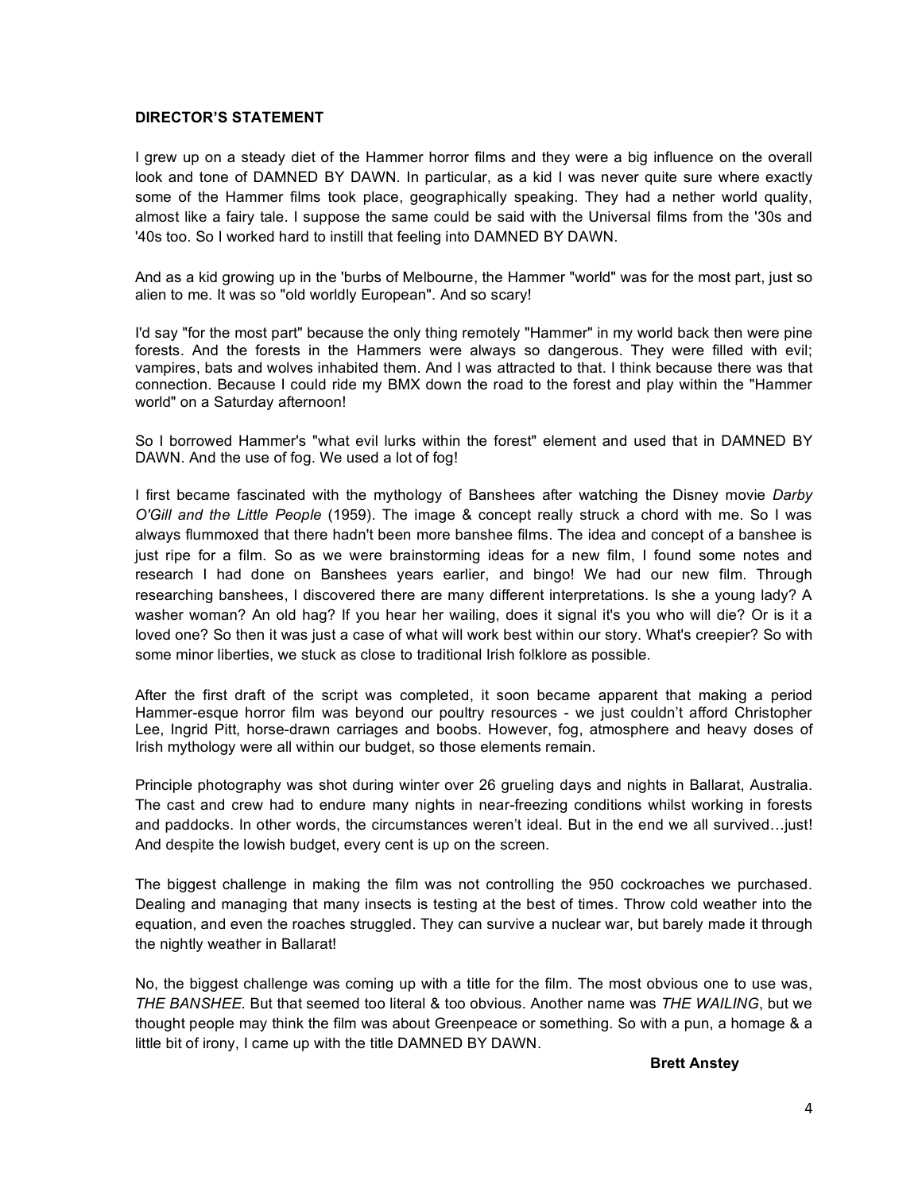**DIRECTOR'S STATEMENT**

I grew up on a steady diet of the Hammer horror films and they were a big influence on the overall look and tone of DAMNED BY DAWN. In particular, as a kid I was never quite sure where exactly some of the Hammer films took place, geographically speaking. They had a nether world quality, almost like a fairy tale. I suppose the same could be said with the Universal films from the '30s and '40s too. So I worked hard to instill that feeling into DAMNED BY DAWN.

And as a kid growing up in the 'burbs of Melbourne, the Hammer "world" was for the most part, just so alien to me. It was so "old worldly European". And so scary!

I'd say "for the most part" because the only thing remotely "Hammer" in my world back then were pine forests. And the forests in the Hammers were always so dangerous. They were filled with evil; vampires, bats and wolves inhabited them. And I was attracted to that. I think because there was that connection. Because I could ride my BMX down the road to the forest and play within the "Hammer world" on a Saturday afternoon!

So I borrowed Hammer's "what evil lurks within the forest" element and used that in DAMNED BY DAWN. And the use of fog. We used a lot of fog!

I first became fascinated with the mythology of Banshees after watching the Disney movie *Darby O'Gill and the Little People* (1959). The image & concept really struck a chord with me. So I was always flummoxed that there hadn't been more banshee films. The idea and concept of a banshee is just ripe for a film. So as we were brainstorming ideas for a new film, I found some notes and research I had done on Banshees years earlier, and bingo! We had our new film. Through researching banshees, I discovered there are many different interpretations. Is she a young lady? A washer woman? An old hag? If you hear her wailing, does it signal it's you who will die? Or is it a loved one? So then it was just a case of what will work best within our story. What's creepier? So with some minor liberties, we stuck as close to traditional Irish folklore as possible.

After the first draft of the script was completed, it soon became apparent that making a period Hammer-esque horror film was beyond our poultry resources - we just couldn't afford Christopher Lee, Ingrid Pitt, horse-drawn carriages and boobs. However, fog, atmosphere and heavy doses of Irish mythology were all within our budget, so those elements remain.

Principle photography was shot during winter over 26 grueling days and nights in Ballarat, Australia. The cast and crew had to endure many nights in near-freezing conditions whilst working in forests and paddocks. In other words, the circumstances weren't ideal. But in the end we all survived…just! And despite the lowish budget, every cent is up on the screen.

The biggest challenge in making the film was not controlling the 950 cockroaches we purchased. Dealing and managing that many insects is testing at the best of times. Throw cold weather into the equation, and even the roaches struggled. They can survive a nuclear war, but barely made it through the nightly weather in Ballarat!

No, the biggest challenge was coming up with a title for the film. The most obvious one to use was, *THE BANSHEE*. But that seemed too literal & too obvious. Another name was *THE WAILING*, but we thought people may think the film was about Greenpeace or something. So with a pun, a homage & a little bit of irony, I came up with the title DAMNED BY DAWN.

**Brett Anstey**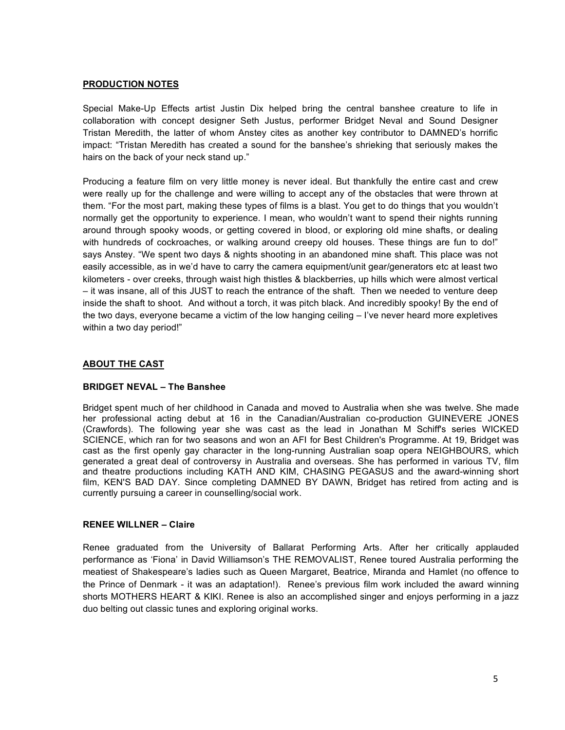## PRODUCTION NOTES

Special Make-Up Effects artist Justin Dix helped bring the central banshee creature to life in collaboration with concept designer Seth Justus, performer Bridget Neval and Sound Designer Tristan Meredith, the latter of whom Anstey cites as another key contributor to DAMNED's horrific impact: "Tristan Meredith has created a sound for the banshee's shrieking that seriously makes the hairs on the back of your neck stand up."

Producing a feature film on very little money is never ideal. But thankfully the entire cast and crew were really up for the challenge and were willing to accept any of the obstacles that were thrown at them. "For the most part, making these types of films is a blast. You get to do things that you wouldn't normally get the opportunity to experience. I mean, who wouldn't want to spend their nights running around through spooky woods, or getting covered in blood, or exploring old mine shafts, or dealing with hundreds of cockroaches, or walking around creepy old houses. These things are fun to do!" says Anstey. "We spent two days & nights shooting in an abandoned mine shaft. This place was not easily accessible, as in we'd have to carry the camera equipment/unit gear/generators etc at least two kilometers - over creeks, through waist high thistles & blackberries, up hills which were almost vertical – it was insane, all of this JUST to reach the entrance of the shaft. Then we needed to venture deep inside the shaft to shoot. And without a torch, it was pitch black. And incredibly spooky! By the end of the two days, everyone became a victim of the low hanging ceiling – I've never heard more expletives within a two day period!"

## ABOUT THE CAST

### BRIDGET NEVAL – The Banshee

Bridget spent much of her childhood in Canada and moved to Australia when she was twelve. She made her professional acting debut at 16 in the Canadian/Australian co-production GUINEVERE JONES (Crawfords). The following year she was cast as the lead in Jonathan M Schiff's series WICKED SCIENCE, which ran for two seasons and won an AFI for Best Children's Programme. At 19, Bridget was cast as the first openly gay character in the long-running Australian soap opera NEIGHBOURS, which generated a great deal of controversy in Australia and overseas. She has performed in various TV, film and theatre productions including KATH AND KIM, CHASING PEGASUS and the award-winning short film, KEN'S BAD DAY. Since completing DAMNED BY DAWN, Bridget has retired from acting and is currently pursuing a career in counselling/social work.

### RENEE WILLNER – Claire

Renee graduated from the University of Ballarat Performing Arts. After her critically applauded performance as 'Fiona' in David Williamson's THE REMOVALIST, Renee toured Australia performing the meatiest of Shakespeare's ladies such as Queen Margaret, Beatrice, Miranda and Hamlet (no offence to the Prince of Denmark - it was an adaptation!). Renee's previous film work included the award winning shorts MOTHERS HEART & KIKI. Renee is also an accomplished singer and enjoys performing in a jazz duo belting out classic tunes and exploring original works.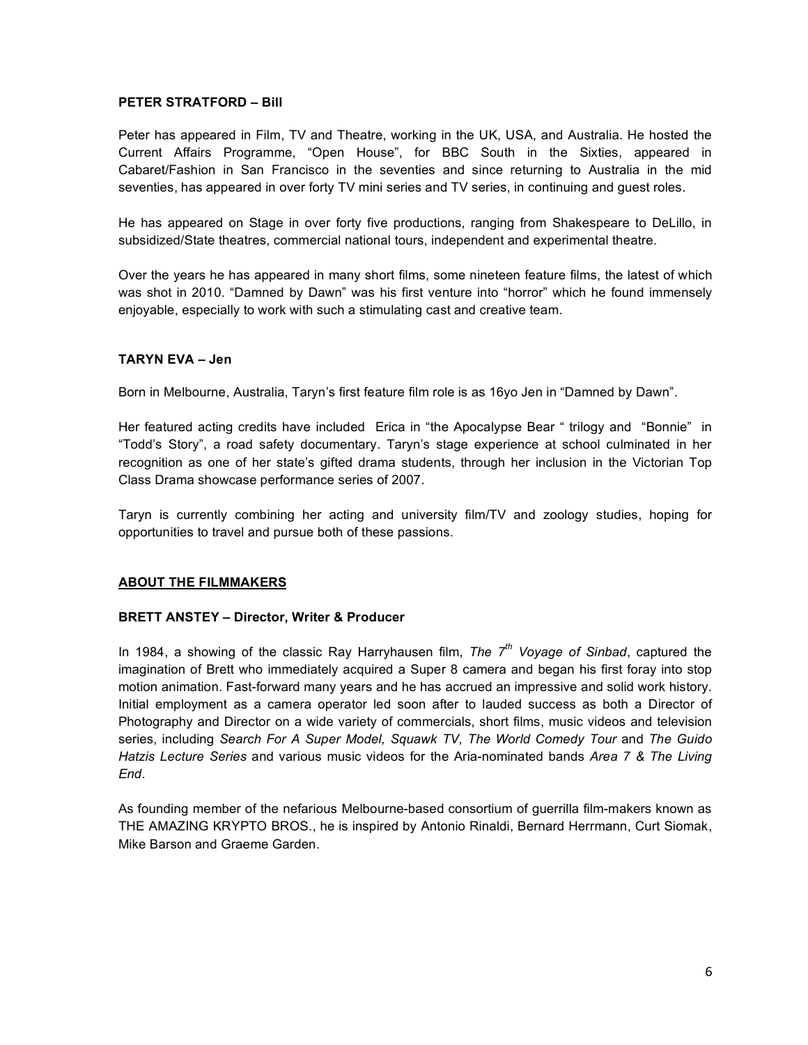**PETER STRATFORD – Bill**

Peter has appeared in Film, TV and Theatre, working in the UK, USA, and Australia. He hosted the Current Affairs Programme, "Open House", for BBC South in the Sixties, appeared in Cabaret/Fashion in San Francisco in the seventies and since returning to Australia in the mid seventies, has appeared in over forty TV mini series and TV series, in continuing and guest roles.

He has appeared on Stage in over forty five productions, ranging from Shakespeare to DeLillo, in subsidized/State theatres, commercial national tours, independent and experimental theatre.

Over the years he has appeared in many short films, some nineteen feature films, the latest of which was shot in 2010. "Damned by Dawn" was his first venture into "horror" which he found immensely enjoyable, especially to work with such a stimulating cast and creative team.

**TARYN EVA – Jen**

Born in Melbourne, Australia, Taryn's first feature film role is as 16yo Jen in "Damned by Dawn".

Her featured acting credits have included Erica in "the Apocalypse Bear " trilogy and "Bonnie" in "Todd's Story", a road safety documentary. Taryn's stage experience at school culminated in her recognition as one of her state's gifted drama students, through her inclusion in the Victorian Top Class Drama showcase performance series of 2007.

Taryn is currently combining her acting and university film/TV and zoology studies, hoping for opportunities to travel and pursue both of these passions.

## ABOUT THE FILMMAKERS

**BRETT ANSTEY – Director, Writer & Producer**

In 1984, a showing of the classic Ray Harryhausen film, *The 7th Voyage of Sinbad*, captured the imagination of Brett who immediately acquired a Super 8 camera and began his first foray into stop motion animation. Fast-forward many years and he has accrued an impressive and solid work history. Initial employment as a camera operator led soon after to lauded success as both a Director of Photography and Director on a wide variety of commercials, short films, music videos and television series, including *Search For A Super Model, Squawk TV, The World Comedy Tour* and *The Guido Hatzis Lecture Series* and various music videos for the Aria-nominated bands *Area 7 & The Living End*.

As founding member of the nefarious Melbourne-based consortium of guerrilla film-makers known as THE AMAZING KRYPTO BROS., he is inspired by Antonio Rinaldi, Bernard Herrmann, Curt Siomak, Mike Barson and Graeme Garden.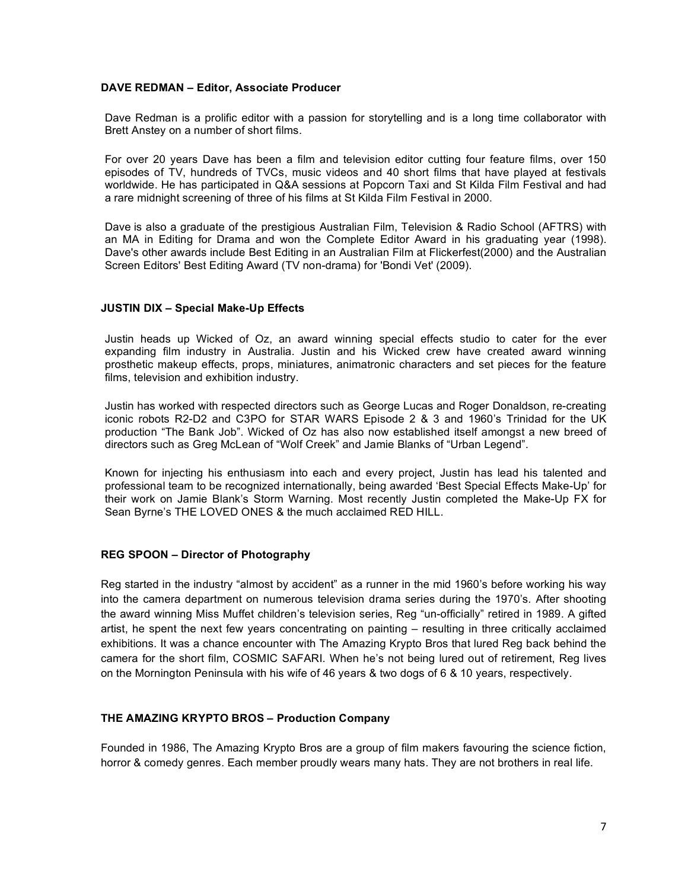**DAVE REDMAN – Editor, Associate Producer**

Dave Redman is a prolific editor with a passion for storytelling and is a long time collaborator with Brett Anstey on a number of short films.

For over 20 years Dave has been a film and television editor cutting four feature films, over 150 episodes of TV, hundreds of TVCs, music videos and 40 short films that have played at festivals worldwide. He has participated in Q&A sessions at Popcorn Taxi and St Kilda Film Festival and had a rare midnight screening of three of his films at St Kilda Film Festival in 2000.

Dave is also a graduate of the prestigious Australian Film, Television & Radio School (AFTRS) with an MA in Editing for Drama and won the Complete Editor Award in his graduating year (1998). Dave's other awards include Best Editing in an Australian Film at Flickerfest(2000) and the Australian Screen Editors' Best Editing Award (TV non-drama) for 'Bondi Vet' (2009).

**JUSTIN DIX – Special Make-Up Effects**

Justin heads up Wicked of Oz, an award winning special effects studio to cater for the ever expanding film industry in Australia. Justin and his Wicked crew have created award winning prosthetic makeup effects, props, miniatures, animatronic characters and set pieces for the feature films, television and exhibition industry.

Justin has worked with respected directors such as George Lucas and Roger Donaldson, re-creating iconic robots R2-D2 and C3PO for STAR WARS Episode 2 & 3 and 1960's Trinidad for the UK production "The Bank Job". Wicked of Oz has also now established itself amongst a new breed of directors such as Greg McLean of "Wolf Creek" and Jamie Blanks of "Urban Legend".

Known for injecting his enthusiasm into each and every project, Justin has lead his talented and professional team to be recognized internationally, being awarded 'Best Special Effects Make-Up' for their work on Jamie Blank's Storm Warning. Most recently Justin completed the Make-Up FX for Sean Byrne's THE LOVED ONES & the much acclaimed RED HILL.

**REG SPOON – Director of Photography**

Reg started in the industry "almost by accident" as a runner in the mid 1960's before working his way into the camera department on numerous television drama series during the 1970's. After shooting the award winning Miss Muffet children's television series, Reg "un-officially" retired in 1989. A gifted artist, he spent the next few years concentrating on painting – resulting in three critically acclaimed exhibitions. It was a chance encounter with The Amazing Krypto Bros that lured Reg back behind the camera for the short film, COSMIC SAFARI. When he's not being lured out of retirement, Reg lives on the Mornington Peninsula with his wife of 46 years & two dogs of 6 & 10 years, respectively.

**THE AMAZING KRYPTO BROS – Production Company**

Founded in 1986, The Amazing Krypto Bros are a group of film makers favouring the science fiction, horror & comedy genres. Each member proudly wears many hats. They are not brothers in real life.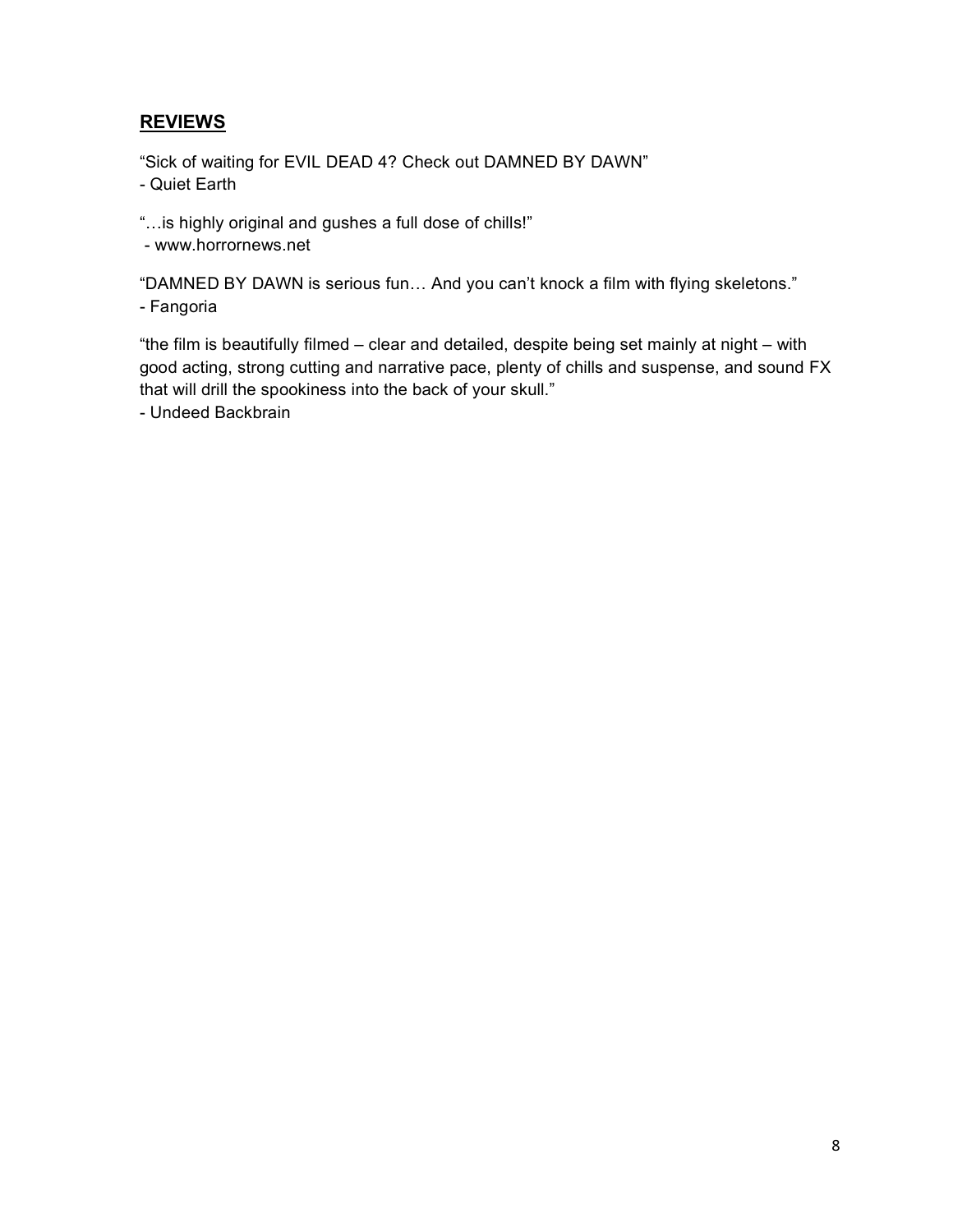## REVIEWS

"Sick of waiting for EVIL DEAD 4? Check out DAMNED BY DAWN"
- Quiet Earth

"…is highly original and gushes a full dose of chills!"
- www.horrornews.net

"DAMNED BY DAWN is serious fun… And you can't knock a film with flying skeletons."
- Fangoria

"the film is beautifully filmed – clear and detailed, despite being set mainly at night – with good acting, strong cutting and narrative pace, plenty of chills and suspense, and sound FX that will drill the spookiness into the back of your skull."
- Undeed Backbrain